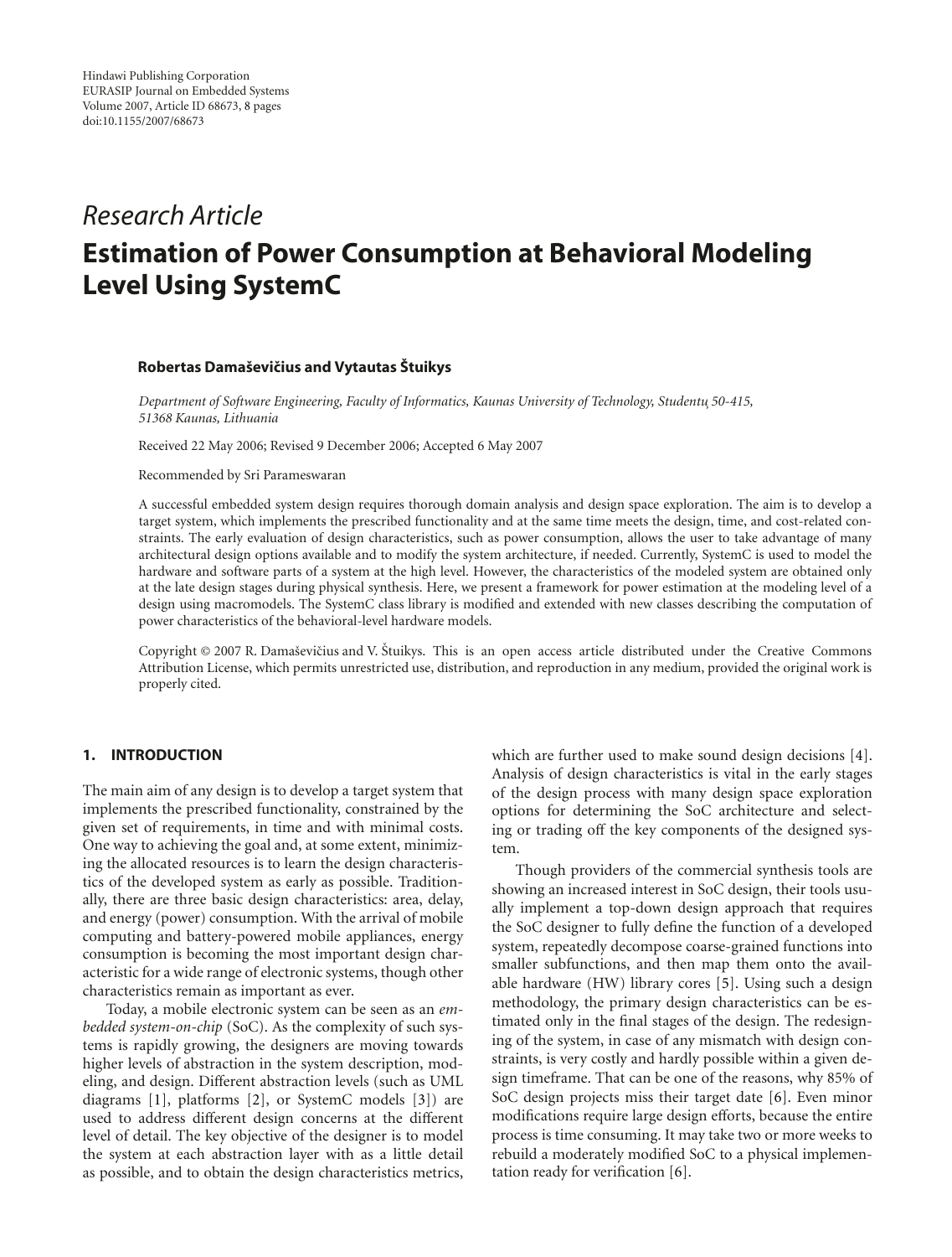Hindawi Publishing Corporation
EURASIP Journal on Embedded Systems
Volume 2007, Article ID 68673, 8 pages
doi:10.1155/2007/68673

*Research Article*

# Estimation of Power Consumption at Behavioral Modeling Level Using SystemC

**Robertas Damaševičius and Vytautas Štuikys**

*Department of Software Engineering, Faculty of Informatics, Kaunas University of Technology, Studentų 50-415, 51368 Kaunas, Lithuania*

Received 22 May 2006; Revised 9 December 2006; Accepted 6 May 2007

Recommended by Sri Parameswaran

A successful embedded system design requires thorough domain analysis and design space exploration. The aim is to develop a target system, which implements the prescribed functionality and at the same time meets the design, time, and cost-related constraints. The early evaluation of design characteristics, such as power consumption, allows the user to take advantage of many architectural design options available and to modify the system architecture, if needed. Currently, SystemC is used to model the hardware and software parts of a system at the high level. However, the characteristics of the modeled system are obtained only at the late design stages during physical synthesis. Here, we present a framework for power estimation at the modeling level of a design using macromodels. The SystemC class library is modified and extended with new classes describing the computation of power characteristics of the behavioral-level hardware models.

Copyright © 2007 R. Damaševičius and V. Štuikys. This is an open access article distributed under the Creative Commons Attribution License, which permits unrestricted use, distribution, and reproduction in any medium, provided the original work is properly cited.

## 1. INTRODUCTION

The main aim of any design is to develop a target system that implements the prescribed functionality, constrained by the given set of requirements, in time and with minimal costs. One way to achieving the goal and, at some extent, minimizing the allocated resources is to learn the design characteristics of the developed system as early as possible. Traditionally, there are three basic design characteristics: area, delay, and energy (power) consumption. With the arrival of mobile computing and battery-powered mobile appliances, energy consumption is becoming the most important design characteristic for a wide range of electronic systems, though other characteristics remain as important as ever.

Today, a mobile electronic system can be seen as an *embedded system-on-chip* (SoC). As the complexity of such systems is rapidly growing, the designers are moving towards higher levels of abstraction in the system description, modeling, and design. Different abstraction levels (such as UML diagrams [1], platforms [2], or SystemC models [3]) are used to address different design concerns at the different level of detail. The key objective of the designer is to model the system at each abstraction layer with as a little detail as possible, and to obtain the design characteristics metrics, which are further used to make sound design decisions [4]. Analysis of design characteristics is vital in the early stages of the design process with many design space exploration options for determining the SoC architecture and selecting or trading off the key components of the designed system.

Though providers of the commercial synthesis tools are showing an increased interest in SoC design, their tools usually implement a top-down design approach that requires the SoC designer to fully define the function of a developed system, repeatedly decompose coarse-grained functions into smaller subfunctions, and then map them onto the available hardware (HW) library cores [5]. Using such a design methodology, the primary design characteristics can be estimated only in the final stages of the design. The redesigning of the system, in case of any mismatch with design constraints, is very costly and hardly possible within a given design timeframe. That can be one of the reasons, why 85% of SoC design projects miss their target date [6]. Even minor modifications require large design efforts, because the entire process is time consuming. It may take two or more weeks to rebuild a moderately modified SoC to a physical implementation ready for verification [6].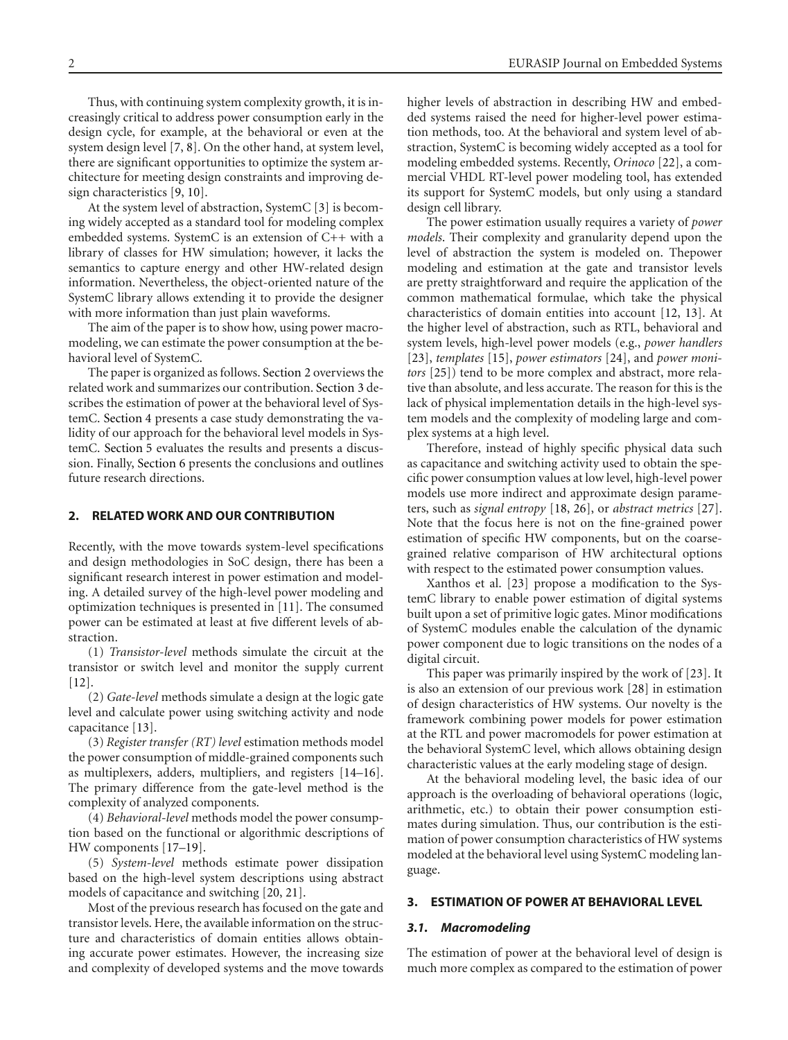Thus, with continuing system complexity growth, it is increasingly critical to address power consumption early in the design cycle, for example, at the behavioral or even at the system design level [7, 8]. On the other hand, at system level, there are significant opportunities to optimize the system architecture for meeting design constraints and improving design characteristics [9, 10].

At the system level of abstraction, SystemC [3] is becoming widely accepted as a standard tool for modeling complex embedded systems. SystemC is an extension of C++ with a library of classes for HW simulation; however, it lacks the semantics to capture energy and other HW-related design information. Nevertheless, the object-oriented nature of the SystemC library allows extending it to provide the designer with more information than just plain waveforms.

The aim of the paper is to show how, using power macromodeling, we can estimate the power consumption at the behavioral level of SystemC.

The paper is organized as follows. Section 2 overviews the related work and summarizes our contribution. Section 3 describes the estimation of power at the behavioral level of SystemC. Section 4 presents a case study demonstrating the validity of our approach for the behavioral level models in SystemC. Section 5 evaluates the results and presents a discussion. Finally, Section 6 presents the conclusions and outlines future research directions.

## 2. RELATED WORK AND OUR CONTRIBUTION

Recently, with the move towards system-level specifications and design methodologies in SoC design, there has been a significant research interest in power estimation and modeling. A detailed survey of the high-level power modeling and optimization techniques is presented in [11]. The consumed power can be estimated at least at five different levels of abstraction.

(1) *Transistor-level* methods simulate the circuit at the transistor or switch level and monitor the supply current [12].

(2) *Gate-level* methods simulate a design at the logic gate level and calculate power using switching activity and node capacitance [13].

(3) *Register transfer (RT) level* estimation methods model the power consumption of middle-grained components such as multiplexers, adders, multipliers, and registers [14–16]. The primary difference from the gate-level method is the complexity of analyzed components.

(4) *Behavioral-level* methods model the power consumption based on the functional or algorithmic descriptions of HW components [17–19].

(5) *System-level* methods estimate power dissipation based on the high-level system descriptions using abstract models of capacitance and switching [20, 21].

Most of the previous research has focused on the gate and transistor levels. Here, the available information on the structure and characteristics of domain entities allows obtaining accurate power estimates. However, the increasing size and complexity of developed systems and the move towards higher levels of abstraction in describing HW and embedded systems raised the need for higher-level power estimation methods, too. At the behavioral and system level of abstraction, SystemC is becoming widely accepted as a tool for modeling embedded systems. Recently, *Orinoco* [22], a commercial VHDL RT-level power modeling tool, has extended its support for SystemC models, but only using a standard design cell library.

The power estimation usually requires a variety of *power models*. Their complexity and granularity depend upon the level of abstraction the system is modeled on. Thepower modeling and estimation at the gate and transistor levels are pretty straightforward and require the application of the common mathematical formulae, which take the physical characteristics of domain entities into account [12, 13]. At the higher level of abstraction, such as RTL, behavioral and system levels, high-level power models (e.g., *power handlers* [23], *templates* [15], *power estimators* [24], and *power monitors* [25]) tend to be more complex and abstract, more relative than absolute, and less accurate. The reason for this is the lack of physical implementation details in the high-level system models and the complexity of modeling large and complex systems at a high level.

Therefore, instead of highly specific physical data such as capacitance and switching activity used to obtain the specific power consumption values at low level, high-level power models use more indirect and approximate design parameters, such as *signal entropy* [18, 26], or *abstract metrics* [27]. Note that the focus here is not on the fine-grained power estimation of specific HW components, but on the coarse-grained relative comparison of HW architectural options with respect to the estimated power consumption values.

Xanthos et al. [23] propose a modification to the SystemC library to enable power estimation of digital systems built upon a set of primitive logic gates. Minor modifications of SystemC modules enable the calculation of the dynamic power component due to logic transitions on the nodes of a digital circuit.

This paper was primarily inspired by the work of [23]. It is also an extension of our previous work [28] in estimation of design characteristics of HW systems. Our novelty is the framework combining power models for power estimation at the RTL and power macromodels for power estimation at the behavioral SystemC level, which allows obtaining design characteristic values at the early modeling stage of design.

At the behavioral modeling level, the basic idea of our approach is the overloading of behavioral operations (logic, arithmetic, etc.) to obtain their power consumption estimates during simulation. Thus, our contribution is the estimation of power consumption characteristics of HW systems modeled at the behavioral level using SystemC modeling language.

## 3. ESTIMATION OF POWER AT BEHAVIORAL LEVEL

### 3.1. Macromodeling

The estimation of power at the behavioral level of design is much more complex as compared to the estimation of power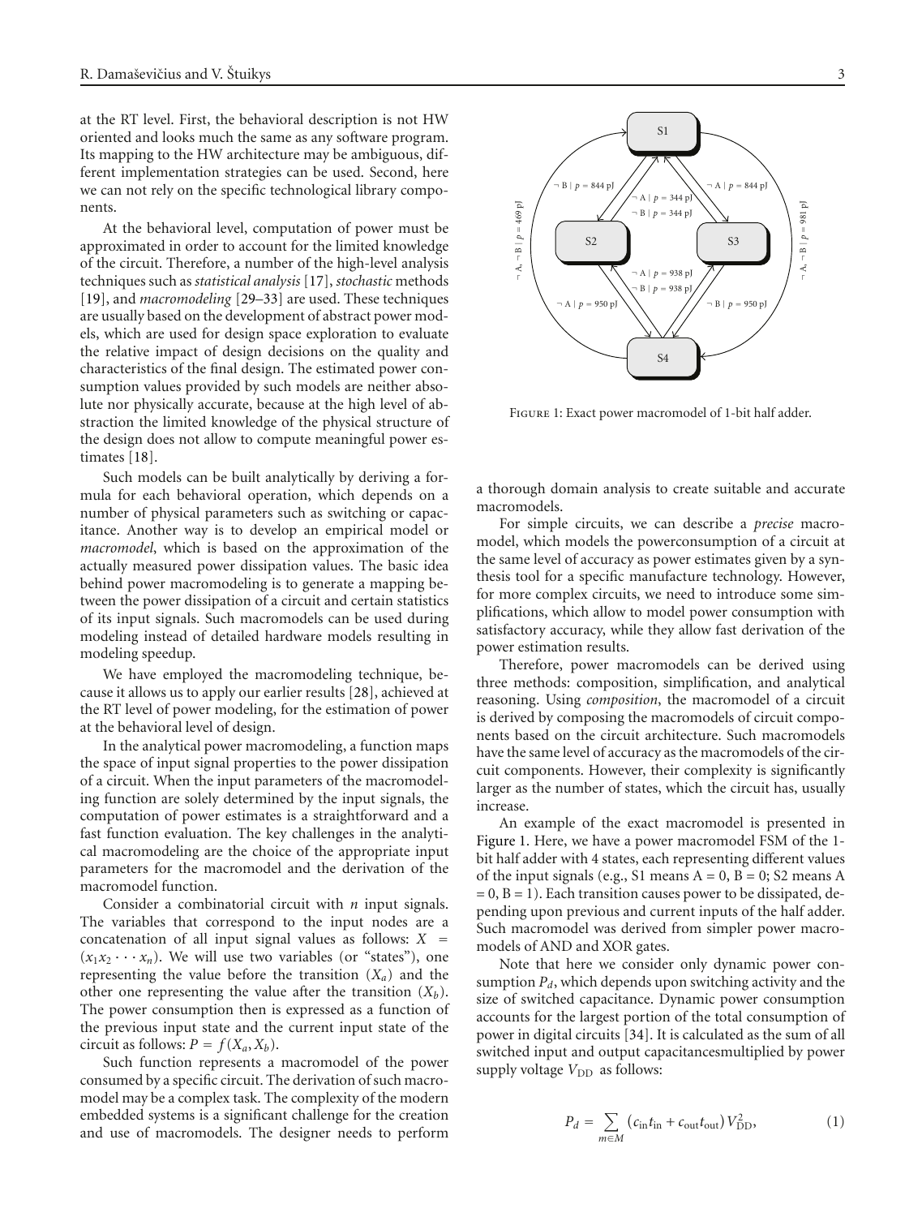at the RT level. First, the behavioral description is not HW oriented and looks much the same as any software program. Its mapping to the HW architecture may be ambiguous, different implementation strategies can be used. Second, here we can not rely on the specific technological library components.

At the behavioral level, computation of power must be approximated in order to account for the limited knowledge of the circuit. Therefore, a number of the high-level analysis techniques such as *statistical analysis* [17], *stochastic* methods [19], and *macromodeling* [29–33] are used. These techniques are usually based on the development of abstract power models, which are used for design space exploration to evaluate the relative impact of design decisions on the quality and characteristics of the final design. The estimated power consumption values provided by such models are neither absolute nor physically accurate, because at the high level of abstraction the limited knowledge of the physical structure of the design does not allow to compute meaningful power estimates [18].

Such models can be built analytically by deriving a formula for each behavioral operation, which depends on a number of physical parameters such as switching or capacitance. Another way is to develop an empirical model or *macromodel*, which is based on the approximation of the actually measured power dissipation values. The basic idea behind power macromodeling is to generate a mapping between the power dissipation of a circuit and certain statistics of its input signals. Such macromodels can be used during modeling instead of detailed hardware models resulting in modeling speedup.

We have employed the macromodeling technique, because it allows us to apply our earlier results [28], achieved at the RT level of power modeling, for the estimation of power at the behavioral level of design.

In the analytical power macromodeling, a function maps the space of input signal properties to the power dissipation of a circuit. When the input parameters of the macromodeling function are solely determined by the input signals, the computation of power estimates is a straightforward and a fast function evaluation. The key challenges in the analytical macromodeling are the choice of the appropriate input parameters for the macromodel and the derivation of the macromodel function.

Consider a combinatorial circuit with $n$ input signals. The variables that correspond to the input nodes are a concatenation of all input signal values as follows: $X = (x_1 x_2 \cdots x_n)$. We will use two variables (or "states"), one representing the value before the transition ($X_a$) and the other one representing the value after the transition ($X_b$). The power consumption then is expressed as a function of the previous input state and the current input state of the circuit as follows: $P = f(X_a, X_b)$.

Such function represents a macromodel of the power consumed by a specific circuit. The derivation of such macromodel may be a complex task. The complexity of the modern embedded systems is a significant challenge for the creation and use of macromodels. The designer needs to perform a thorough domain analysis to create suitable and accurate macromodels.

S1
S2
S3
S4
¬ B | p = 844 pJ
¬ A | p = 844 pJ
¬ A | p = 344 pJ
¬ B | p = 344 pJ
¬ A | p = 938 pJ
¬ B | p = 938 pJ
¬ A | p = 950 pJ
¬ B | p = 950 pJ
¬ A, ¬ B | p = 469 pJ
¬ A, ¬ B | p = 981 pJ

Figure 1: Exact power macromodel of 1-bit half adder.

For simple circuits, we can describe a *precise* macromodel, which models the powerconsumption of a circuit at the same level of accuracy as power estimates given by a synthesis tool for a specific manufacture technology. However, for more complex circuits, we need to introduce some simplifications, which allow to model power consumption with satisfactory accuracy, while they allow fast derivation of the power estimation results.

Therefore, power macromodels can be derived using three methods: composition, simplification, and analytical reasoning. Using *composition*, the macromodel of a circuit is derived by composing the macromodels of circuit components based on the circuit architecture. Such macromodels have the same level of accuracy as the macromodels of the circuit components. However, their complexity is significantly larger as the number of states, which the circuit has, usually increase.

An example of the exact macromodel is presented in Figure 1. Here, we have a power macromodel FSM of the 1-bit half adder with 4 states, each representing different values of the input signals (e.g., S1 means A = 0, B = 0; S2 means A = 0, B = 1). Each transition causes power to be dissipated, depending upon previous and current inputs of the half adder. Such macromodel was derived from simpler power macromodels of AND and XOR gates.

Note that here we consider only dynamic power consumption $P_d$, which depends upon switching activity and the size of switched capacitance. Dynamic power consumption accounts for the largest portion of the total consumption of power in digital circuits [34]. It is calculated as the sum of all switched input and output capacitancesmultiplied by power supply voltage $V_{\text{DD}}$ as follows:

$$P_d = \sum_{m \in M} (c_{\text{in}} t_{\text{in}} + c_{\text{out}} t_{\text{out}}) V_{\text{DD}}^2, \qquad (1)$$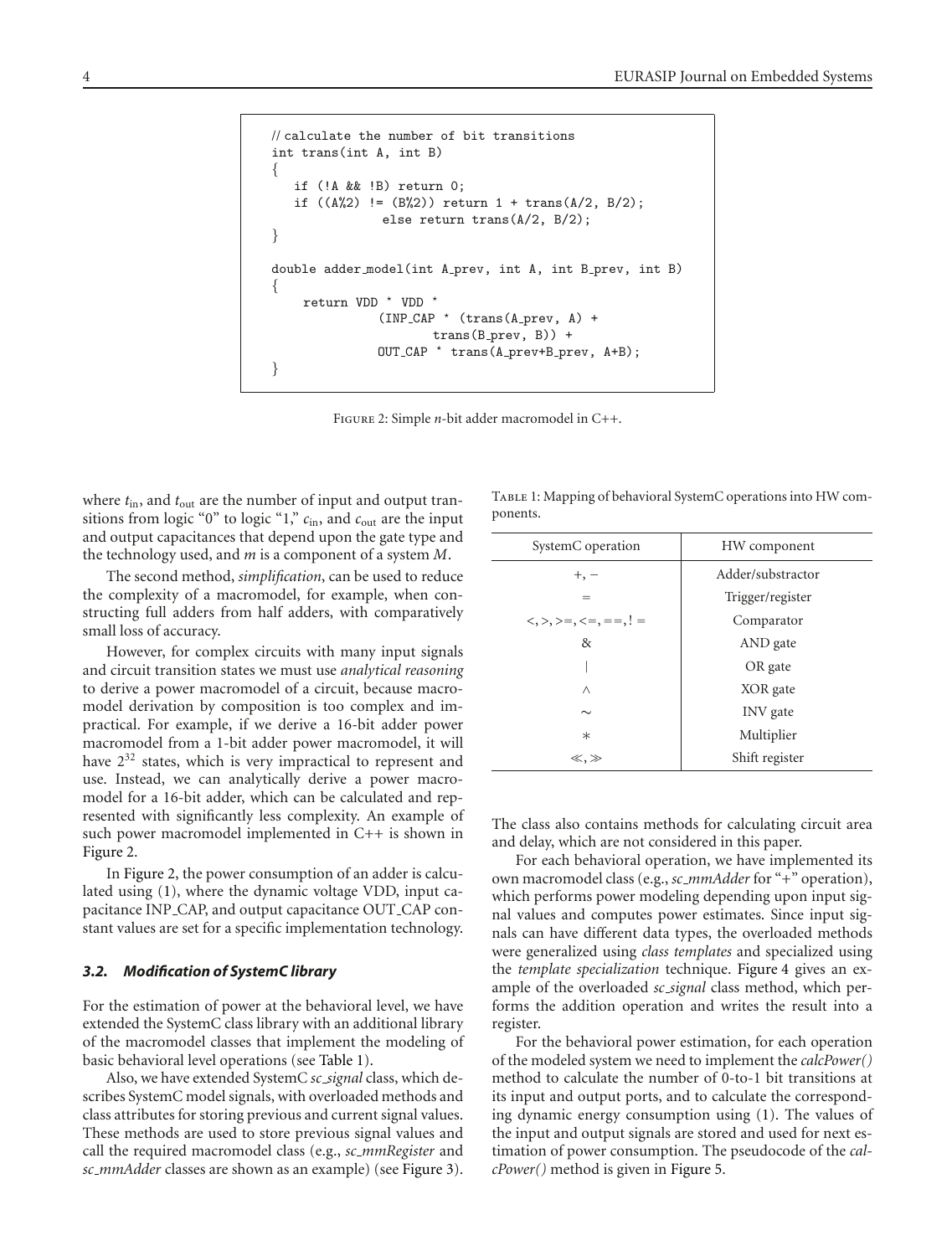```
// calculate the number of bit transitions
int trans(int A, int B)
{
   if (!A && !B) return 0;
   if ((A%2) != (B%2)) return 1 + trans(A/2, B/2);
              else return trans(A/2, B/2);
}

double adder_model(int A_prev, int A, int B_prev, int B)
{
    return VDD * VDD *
             (INP_CAP * (trans(A_prev, A) +
                     trans(B_prev, B)) +
             OUT_CAP * trans(A_prev+B_prev, A+B);
}
```

Figure 2: Simple *n*-bit adder macromodel in C++.

where $t_{in}$, and $t_{out}$ are the number of input and output transitions from logic "0" to logic "1," $c_{in}$, and $c_{out}$ are the input and output capacitances that depend upon the gate type and the technology used, and $m$ is a component of a system $M$.

The second method, *simplification*, can be used to reduce the complexity of a macromodel, for example, when constructing full adders from half adders, with comparatively small loss of accuracy.

However, for complex circuits with many input signals and circuit transition states we must use *analytical reasoning* to derive a power macromodel of a circuit, because macromodel derivation by composition is too complex and impractical. For example, if we derive a 16-bit adder power macromodel from a 1-bit adder power macromodel, it will have $2^{32}$ states, which is very impractical to represent and use. Instead, we can analytically derive a power macromodel for a 16-bit adder, which can be calculated and represented with significantly less complexity. An example of such power macromodel implemented in C++ is shown in Figure 2.

In Figure 2, the power consumption of an adder is calculated using (1), where the dynamic voltage VDD, input capacitance INP_CAP, and output capacitance OUT_CAP constant values are set for a specific implementation technology.

### 3.2. Modification of SystemC library

For the estimation of power at the behavioral level, we have extended the SystemC class library with an additional library of the macromodel classes that implement the modeling of basic behavioral level operations (see Table 1).

Also, we have extended SystemC *sc_signal* class, which describes SystemC model signals, with overloaded methods and class attributes for storing previous and current signal values. These methods are used to store previous signal values and call the required macromodel class (e.g., *sc_mmRegister* and *sc_mmAdder* classes are shown as an example) (see Figure 3).

Table 1: Mapping of behavioral SystemC operations into HW components.

| SystemC operation | HW component |
|---|---|
| $+, -$ | Adder/substractor |
| $=$ | Trigger/register |
| $<, >, >=, <=, ==, !=$ | Comparator |
| & | AND gate |
| \| | OR gate |
| $\wedge$ | XOR gate |
| $\sim$ | INV gate |
| $*$ | Multiplier |
| $\ll, \gg$ | Shift register |

The class also contains methods for calculating circuit area and delay, which are not considered in this paper.

For each behavioral operation, we have implemented its own macromodel class (e.g., *sc_mmAdder* for "+" operation), which performs power modeling depending upon input signal values and computes power estimates. Since input signals can have different data types, the overloaded methods were generalized using *class templates* and specialized using the *template specialization* technique. Figure 4 gives an example of the overloaded *sc_signal* class method, which performs the addition operation and writes the result into a register.

For the behavioral power estimation, for each operation of the modeled system we need to implement the *calcPower()* method to calculate the number of 0-to-1 bit transitions at its input and output ports, and to calculate the corresponding dynamic energy consumption using (1). The values of the input and output signals are stored and used for next estimation of power consumption. The pseudocode of the *calcPower()* method is given in Figure 5.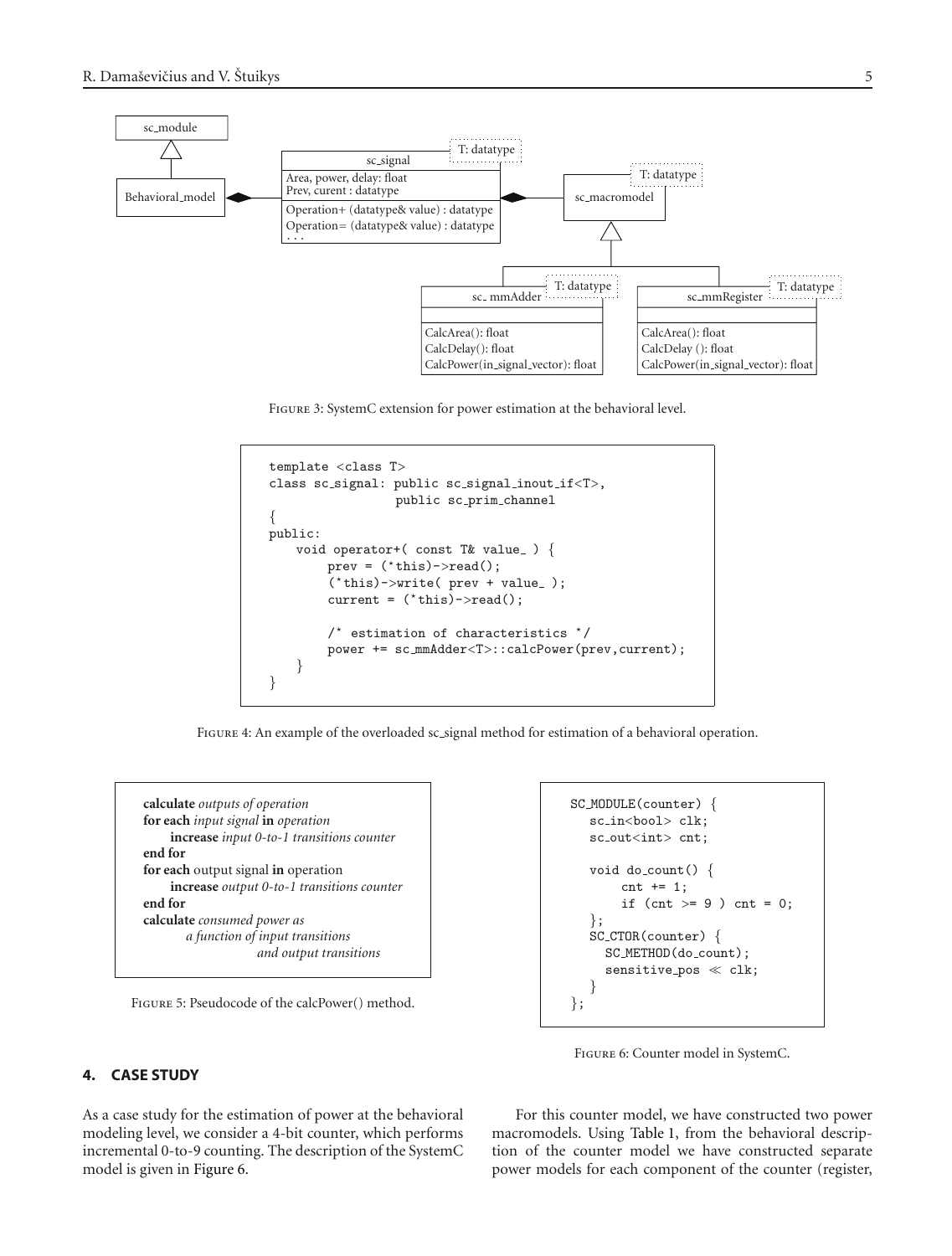FIGURE 3: SystemC extension for power estimation at the behavioral level.

```
template <class T>
class sc_signal: public sc_signal_inout_if<T>,
                 public sc_prim_channel
{
public:
    void operator+( const T& value_ ) {
        prev = (*this)->read();
        (*this)->write( prev + value_ );
        current = (*this)->read();

        /* estimation of characteristics */
        power += sc_mmAdder<T>::calcPower(prev,current);
    }
}
```

FIGURE 4: An example of the overloaded sc_signal method for estimation of a behavioral operation.

```
calculate outputs of operation
for each input signal in operation
    increase input 0-to-1 transitions counter
end for
for each output signal in operation
    increase output 0-to-1 transitions counter
end for
calculate consumed power as
        a function of input transitions
                and output transitions
```

FIGURE 5: Pseudocode of the calcPower() method.

```
SC_MODULE(counter) {
   sc_in<bool> clk;
   sc_out<int> cnt;

   void do_count() {
       cnt += 1;
       if (cnt >= 9 ) cnt = 0;
   };
   SC_CTOR(counter) {
     SC_METHOD(do_count);
     sensitive_pos << clk;
   }
};
```

FIGURE 6: Counter model in SystemC.

## 4. CASE STUDY

As a case study for the estimation of power at the behavioral modeling level, we consider a 4-bit counter, which performs incremental 0-to-9 counting. The description of the SystemC model is given in Figure 6.

For this counter model, we have constructed two power macromodels. Using Table 1, from the behavioral description of the counter model we have constructed separate power models for each component of the counter (register,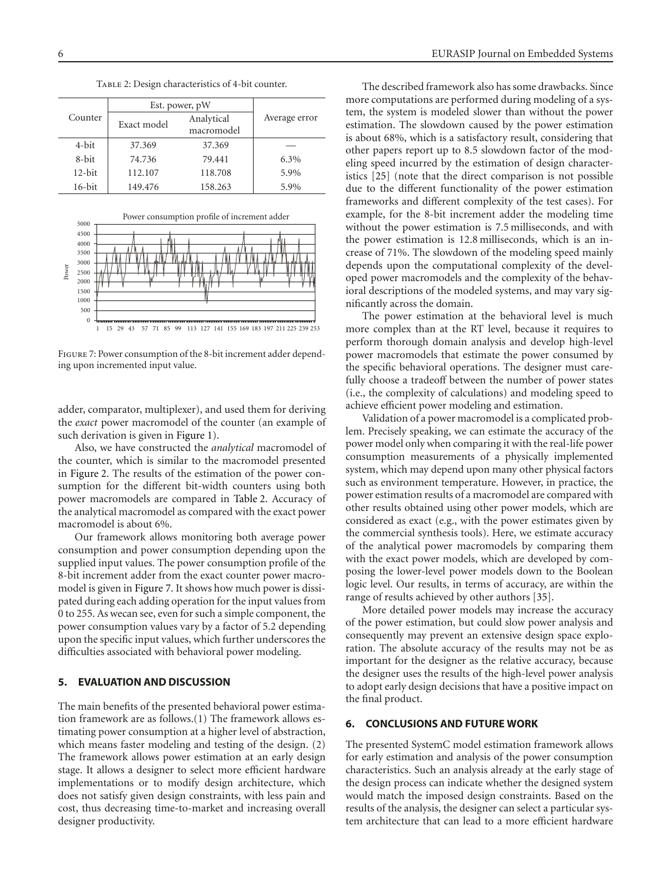Table 2: Design characteristics of 4-bit counter.

| Counter | Est. power, pW | | Average error |
|---|---|---|---|
| | Exact model | Analytical macromodel | |
| 4-bit | 37.369 | 37.369 | — |
| 8-bit | 74.736 | 79.441 | 6.3% |
| 12-bit | 112.107 | 118.708 | 5.9% |
| 16-bit | 149.476 | 158.263 | 5.9% |

Power consumption profile of increment adder

Power

5000
4500
4000
3500
3000
2500
2000
1500
1000
500
0

1 15 29 43 57 71 85 99 113 127 141 155 169 183 197 211 225 239 253

Figure 7: Power consumption of the 8-bit increment adder depending upon incremented input value.

adder, comparator, multiplexer), and used them for deriving the *exact* power macromodel of the counter (an example of such derivation is given in Figure 1).

Also, we have constructed the *analytical* macromodel of the counter, which is similar to the macromodel presented in Figure 2. The results of the estimation of the power consumption for the different bit-width counters using both power macromodels are compared in Table 2. Accuracy of the analytical macromodel as compared with the exact power macromodel is about 6%.

Our framework allows monitoring both average power consumption and power consumption depending upon the supplied input values. The power consumption profile of the 8-bit increment adder from the exact counter power macromodel is given in Figure 7. It shows how much power is dissipated during each adding operation for the input values from 0 to 255. As wecan see, even for such a simple component, the power consumption values vary by a factor of 5.2 depending upon the specific input values, which further underscores the difficulties associated with behavioral power modeling.

## 5. EVALUATION AND DISCUSSION

The main benefits of the presented behavioral power estimation framework are as follows.(1) The framework allows estimating power consumption at a higher level of abstraction, which means faster modeling and testing of the design. (2) The framework allows power estimation at an early design stage. It allows a designer to select more efficient hardware implementations or to modify design architecture, which does not satisfy given design constraints, with less pain and cost, thus decreasing time-to-market and increasing overall designer productivity.

The described framework also has some drawbacks. Since more computations are performed during modeling of a system, the system is modeled slower than without the power estimation. The slowdown caused by the power estimation is about 68%, which is a satisfactory result, considering that other papers report up to 8.5 slowdown factor of the modeling speed incurred by the estimation of design characteristics [25] (note that the direct comparison is not possible due to the different functionality of the power estimation frameworks and different complexity of the test cases). For example, for the 8-bit increment adder the modeling time without the power estimation is 7.5 milliseconds, and with the power estimation is 12.8 milliseconds, which is an increase of 71%. The slowdown of the modeling speed mainly depends upon the computational complexity of the developed power macromodels and the complexity of the behavioral descriptions of the modeled systems, and may vary significantly across the domain.

The power estimation at the behavioral level is much more complex than at the RT level, because it requires to perform thorough domain analysis and develop high-level power macromodels that estimate the power consumed by the specific behavioral operations. The designer must carefully choose a tradeoff between the number of power states (i.e., the complexity of calculations) and modeling speed to achieve efficient power modeling and estimation.

Validation of a power macromodel is a complicated problem. Precisely speaking, we can estimate the accuracy of the power model only when comparing it with the real-life power consumption measurements of a physically implemented system, which may depend upon many other physical factors such as environment temperature. However, in practice, the power estimation results of a macromodel are compared with other results obtained using other power models, which are considered as exact (e.g., with the power estimates given by the commercial synthesis tools). Here, we estimate accuracy of the analytical power macromodels by comparing them with the exact power models, which are developed by composing the lower-level power models down to the Boolean logic level. Our results, in terms of accuracy, are within the range of results achieved by other authors [35].

More detailed power models may increase the accuracy of the power estimation, but could slow power analysis and consequently may prevent an extensive design space exploration. The absolute accuracy of the results may not be as important for the designer as the relative accuracy, because the designer uses the results of the high-level power analysis to adopt early design decisions that have a positive impact on the final product.

## 6. CONCLUSIONS AND FUTURE WORK

The presented SystemC model estimation framework allows for early estimation and analysis of the power consumption characteristics. Such an analysis already at the early stage of the design process can indicate whether the designed system would match the imposed design constraints. Based on the results of the analysis, the designer can select a particular system architecture that can lead to a more efficient hardware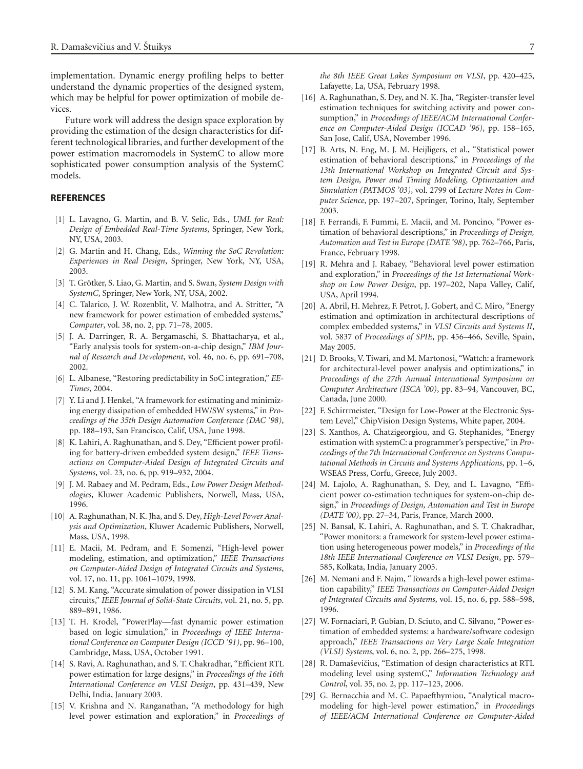implementation. Dynamic energy profiling helps to better understand the dynamic properties of the designed system, which may be helpful for power optimization of mobile devices.

Future work will address the design space exploration by providing the estimation of the design characteristics for different technological libraries, and further development of the power estimation macromodels in SystemC to allow more sophisticated power consumption analysis of the SystemC models.

## REFERENCES

[1] L. Lavagno, G. Martin, and B. V. Selic, Eds., *UML for Real: Design of Embedded Real-Time Systems*, Springer, New York, NY, USA, 2003.

[2] G. Martin and H. Chang, Eds., *Winning the SoC Revolution: Experiences in Real Design*, Springer, New York, NY, USA, 2003.

[3] T. Grötker, S. Liao, G. Martin, and S. Swan, *System Design with SystemC*, Springer, New York, NY, USA, 2002.

[4] C. Talarico, J. W. Rozenblit, V. Malhotra, and A. Stritter, "A new framework for power estimation of embedded systems," *Computer*, vol. 38, no. 2, pp. 71–78, 2005.

[5] J. A. Darringer, R. A. Bergamaschi, S. Bhattacharya, et al., "Early analysis tools for system-on-a-chip design," *IBM Journal of Research and Development*, vol. 46, no. 6, pp. 691–708, 2002.

[6] L. Albanese, "Restoring predictability in SoC integration," *EE-Times*, 2004.

[7] Y. Li and J. Henkel, "A framework for estimating and minimizing energy dissipation of embedded HW/SW systems," in *Proceedings of the 35th Design Automation Conference (DAC '98)*, pp. 188–193, San Francisco, Calif, USA, June 1998.

[8] K. Lahiri, A. Raghunathan, and S. Dey, "Efficient power profiling for battery-driven embedded system design," *IEEE Transactions on Computer-Aided Design of Integrated Circuits and Systems*, vol. 23, no. 6, pp. 919–932, 2004.

[9] J. M. Rabaey and M. Pedram, Eds., *Low Power Design Methodologies*, Kluwer Academic Publishers, Norwell, Mass, USA, 1996.

[10] A. Raghunathan, N. K. Jha, and S. Dey, *High-Level Power Analysis and Optimization*, Kluwer Academic Publishers, Norwell, Mass, USA, 1998.

[11] E. Macii, M. Pedram, and F. Somenzi, "High-level power modeling, estimation, and optimization," *IEEE Transactions on Computer-Aided Design of Integrated Circuits and Systems*, vol. 17, no. 11, pp. 1061–1079, 1998.

[12] S. M. Kang, "Accurate simulation of power dissipation in VLSI circuits," *IEEE Journal of Solid-State Circuits*, vol. 21, no. 5, pp. 889–891, 1986.

[13] T. H. Krodel, "PowerPlay—fast dynamic power estimation based on logic simulation," in *Proceedings of IEEE International Conference on Computer Design (ICCD '91)*, pp. 96–100, Cambridge, Mass, USA, October 1991.

[14] S. Ravi, A. Raghunathan, and S. T. Chakradhar, "Efficient RTL power estimation for large designs," in *Proceedings of the 16th International Conference on VLSI Design*, pp. 431–439, New Delhi, India, January 2003.

[15] V. Krishna and N. Ranganathan, "A methodology for high level power estimation and exploration," in *Proceedings of the 8th IEEE Great Lakes Symposium on VLSI*, pp. 420–425, Lafayette, La, USA, February 1998.

[16] A. Raghunathan, S. Dey, and N. K. Jha, "Register-transfer level estimation techniques for switching activity and power consumption," in *Proceedings of IEEE/ACM International Conference on Computer-Aided Design (ICCAD '96)*, pp. 158–165, San Jose, Calif, USA, November 1996.

[17] B. Arts, N. Eng, M. J. M. Heijligers, et al., "Statistical power estimation of behavioral descriptions," in *Proceedings of the 13th International Workshop on Integrated Circuit and System Design, Power and Timing Modeling, Optimization and Simulation (PATMOS '03)*, vol. 2799 of *Lecture Notes in Computer Science*, pp. 197–207, Springer, Torino, Italy, September 2003.

[18] F. Ferrandi, F. Fummi, E. Macii, and M. Poncino, "Power estimation of behavioral descriptions," in *Proceedings of Design, Automation and Test in Europe (DATE '98)*, pp. 762–766, Paris, France, February 1998.

[19] R. Mehra and J. Rabaey, "Behavioral level power estimation and exploration," in *Proceedings of the 1st International Workshop on Low Power Design*, pp. 197–202, Napa Valley, Calif, USA, April 1994.

[20] A. Abril, H. Mehrez, F. Petrot, J. Gobert, and C. Miro, "Energy estimation and optimization in architectural descriptions of complex embedded systems," in *VLSI Circuits and Systems II*, vol. 5837 of *Proceedings of SPIE*, pp. 456–466, Seville, Spain, May 2005.

[21] D. Brooks, V. Tiwari, and M. Martonosi, "Wattch: a framework for architectural-level power analysis and optimizations," in *Proceedings of the 27th Annual International Symposium on Computer Architecture (ISCA '00)*, pp. 83–94, Vancouver, BC, Canada, June 2000.

[22] F. Schirrmeister, "Design for Low-Power at the Electronic System Level," ChipVision Design Systems, White paper, 2004.

[23] S. Xanthos, A. Chatzigeorgiou, and G. Stephanides, "Energy estimation with systemC: a programmer's perspective," in *Proceedings of the 7th International Conference on Systems Computational Methods in Circuits and Systems Applications*, pp. 1–6, WSEAS Press, Corfu, Greece, July 2003.

[24] M. Lajolo, A. Raghunathan, S. Dey, and L. Lavagno, "Efficient power co-estimation techniques for system-on-chip design," in *Proceedings of Design, Automation and Test in Europe (DATE '00)*, pp. 27–34, Paris, France, March 2000.

[25] N. Bansal, K. Lahiri, A. Raghunathan, and S. T. Chakradhar, "Power monitors: a framework for system-level power estimation using heterogeneous power models," in *Proceedings of the 18th IEEE International Conference on VLSI Design*, pp. 579–585, Kolkata, India, January 2005.

[26] M. Nemani and F. Najm, "Towards a high-level power estimation capability," *IEEE Transactions on Computer-Aided Design of Integrated Circuits and Systems*, vol. 15, no. 6, pp. 588–598, 1996.

[27] W. Fornaciari, P. Gubian, D. Sciuto, and C. Silvano, "Power estimation of embedded systems: a hardware/software codesign approach," *IEEE Transactions on Very Large Scale Integration (VLSI) Systems*, vol. 6, no. 2, pp. 266–275, 1998.

[28] R. Damaševičius, "Estimation of design characteristics at RTL modeling level using systemC," *Information Technology and Control*, vol. 35, no. 2, pp. 117–123, 2006.

[29] G. Bernacchia and M. C. Papaefthymiou, "Analytical macromodeling for high-level power estimation," in *Proceedings of IEEE/ACM International Conference on Computer-Aided*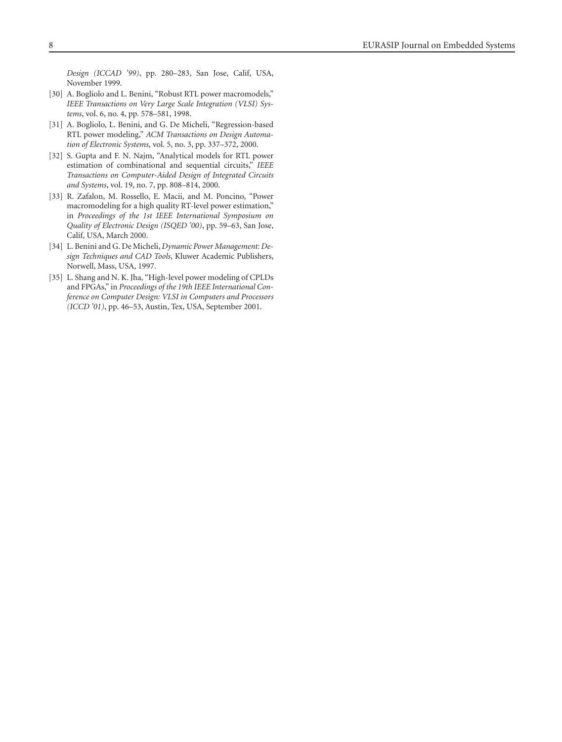*Design (ICCAD '99)*, pp. 280–283, San Jose, Calif, USA, November 1999.

[30] A. Bogliolo and L. Benini, "Robust RTL power macromodels," *IEEE Transactions on Very Large Scale Integration (VLSI) Systems*, vol. 6, no. 4, pp. 578–581, 1998.

[31] A. Bogliolo, L. Benini, and G. De Micheli, "Regression-based RTL power modeling," *ACM Transactions on Design Automation of Electronic Systems*, vol. 5, no. 3, pp. 337–372, 2000.

[32] S. Gupta and F. N. Najm, "Analytical models for RTL power estimation of combinational and sequential circuits," *IEEE Transactions on Computer-Aided Design of Integrated Circuits and Systems*, vol. 19, no. 7, pp. 808–814, 2000.

[33] R. Zafalon, M. Rossello, E. Macii, and M. Poncino, "Power macromodeling for a high quality RT-level power estimation," in *Proceedings of the 1st IEEE International Symposium on Quality of Electronic Design (ISQED '00)*, pp. 59–63, San Jose, Calif, USA, March 2000.

[34] L. Benini and G. De Micheli, *Dynamic Power Management: Design Techniques and CAD Tools*, Kluwer Academic Publishers, Norwell, Mass, USA, 1997.

[35] L. Shang and N. K. Jha, "High-level power modeling of CPLDs and FPGAs," in *Proceedings of the 19th IEEE International Conference on Computer Design: VLSI in Computers and Processors (ICCD '01)*, pp. 46–53, Austin, Tex, USA, September 2001.